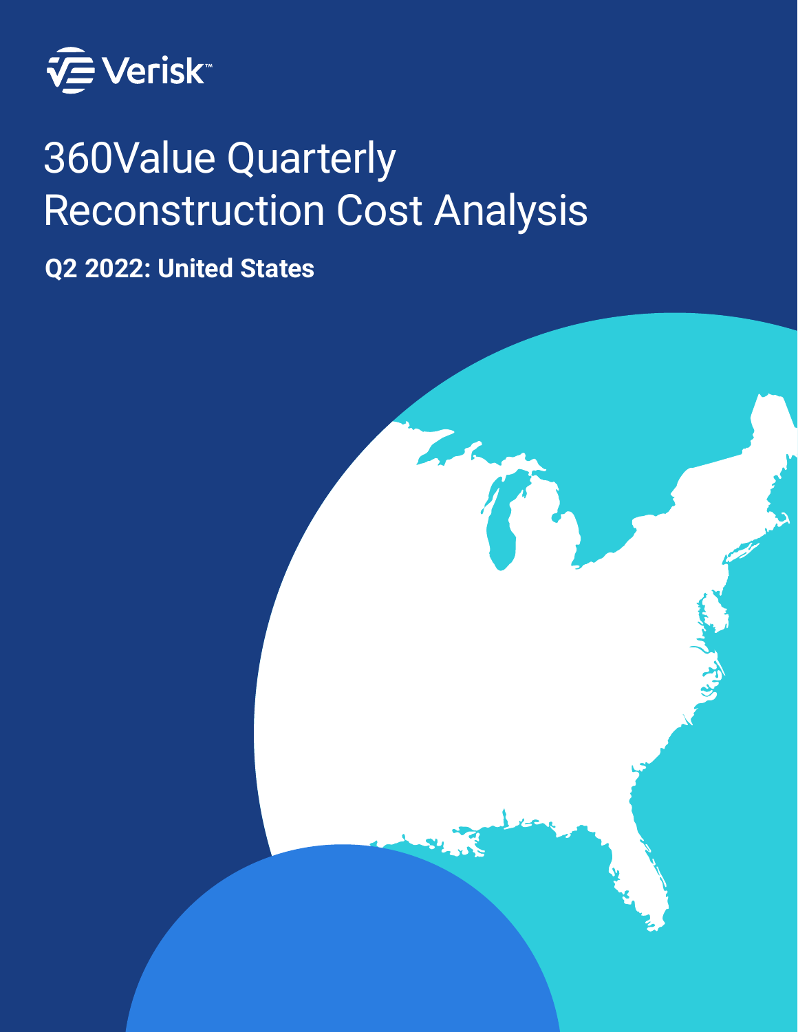Verisk

# 360Value Quarterly Reconstruction Cost Analysis

**Q2 2022: United States**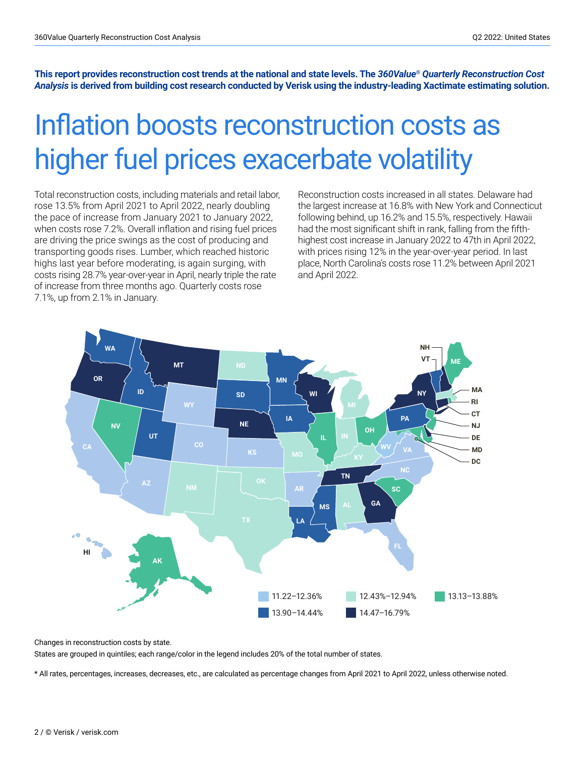**This report provides reconstruction cost trends at the national and state levels. The *360Value® Quarterly Reconstruction Cost Analysis* is derived from building cost research conducted by Verisk using the industry-leading Xactimate estimating solution.**

# Inflation boosts reconstruction costs as higher fuel prices exacerbate volatility

Total reconstruction costs, including materials and retail labor, rose 13.5% from April 2021 to April 2022, nearly doubling the pace of increase from January 2021 to January 2022, when costs rose 7.2%. Overall inflation and rising fuel prices are driving the price swings as the cost of producing and transporting goods rises. Lumber, which reached historic highs last year before moderating, is again surging, with costs rising 28.7% year-over-year in April, nearly triple the rate of increase from three months ago. Quarterly costs rose 7.1%, up from 2.1% in January.

Reconstruction costs increased in all states. Delaware had the largest increase at 16.8% with New York and Connecticut following behind, up 16.2% and 15.5%, respectively. Hawaii had the most significant shift in rank, falling from the fifth-highest cost increase in January 2022 to 47th in April 2022, with prices rising 12% in the year-over-year period. In last place, North Carolina's costs rose 11.2% between April 2021 and April 2022.

Changes in reconstruction costs by state.

States are grouped in quintiles; each range/color in the legend includes 20% of the total number of states.

\* All rates, percentages, increases, decreases, etc., are calculated as percentage changes from April 2021 to April 2022, unless otherwise noted.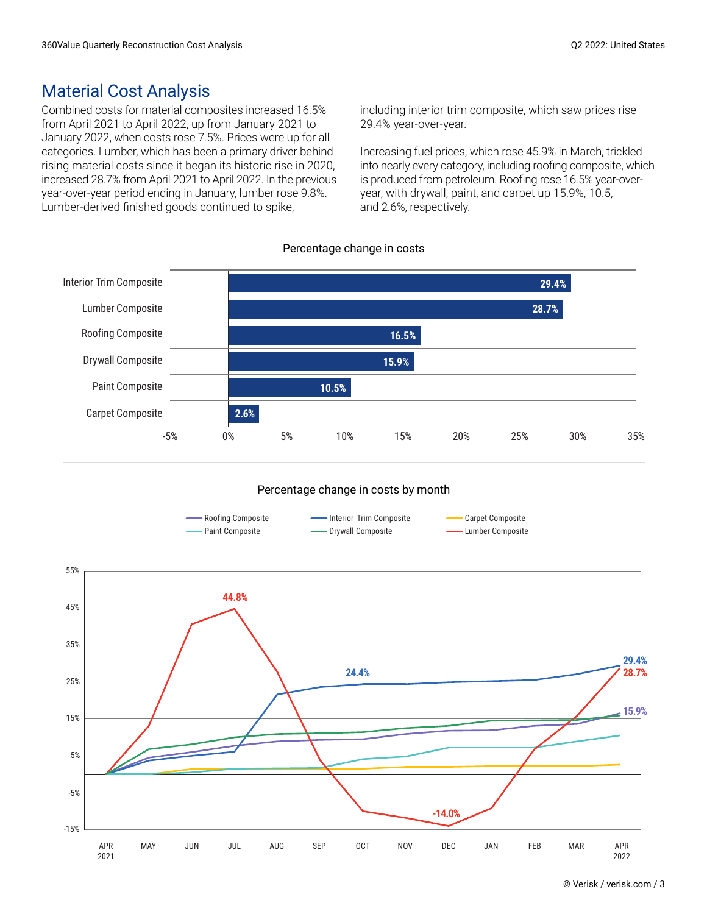## Material Cost Analysis

Combined costs for material composites increased 16.5% from April 2021 to April 2022, up from January 2021 to January 2022, when costs rose 7.5%. Prices were up for all categories. Lumber, which has been a primary driver behind rising material costs since it began its historic rise in 2020, increased 28.7% from April 2021 to April 2022. In the previous year-over-year period ending in January, lumber rose 9.8%. Lumber-derived finished goods continued to spike, including interior trim composite, which saw prices rise 29.4% year-over-year.

Increasing fuel prices, which rose 45.9% in March, trickled into nearly every category, including roofing composite, which is produced from petroleum. Roofing rose 16.5% year-over-year, with drywall, paint, and carpet up 15.9%, 10.5, and 2.6%, respectively.

**Percentage change in costs**

| Category | Percentage change |
| --- | --- |
| Interior Trim Composite | 29.4% |
| Lumber Composite | 28.7% |
| Roofing Composite | 16.5% |
| Drywall Composite | 15.9% |
| Paint Composite | 10.5% |
| Carpet Composite | 2.6% |

**Percentage change in costs by month**

Legend: Roofing Composite, Interior Trim Composite, Carpet Composite, Paint Composite, Drywall Composite, Lumber Composite

Labeled values: Lumber Composite peak 44.8% (JUL); Interior Trim Composite 24.4% (OCT); Lumber Composite low -14.0% (DEC); April 2022: Interior Trim Composite 29.4%, Lumber Composite 28.7%, 15.9%.

Months: APR 2021, MAY, JUN, JUL, AUG, SEP, OCT, NOV, DEC, JAN, FEB, MAR, APR 2022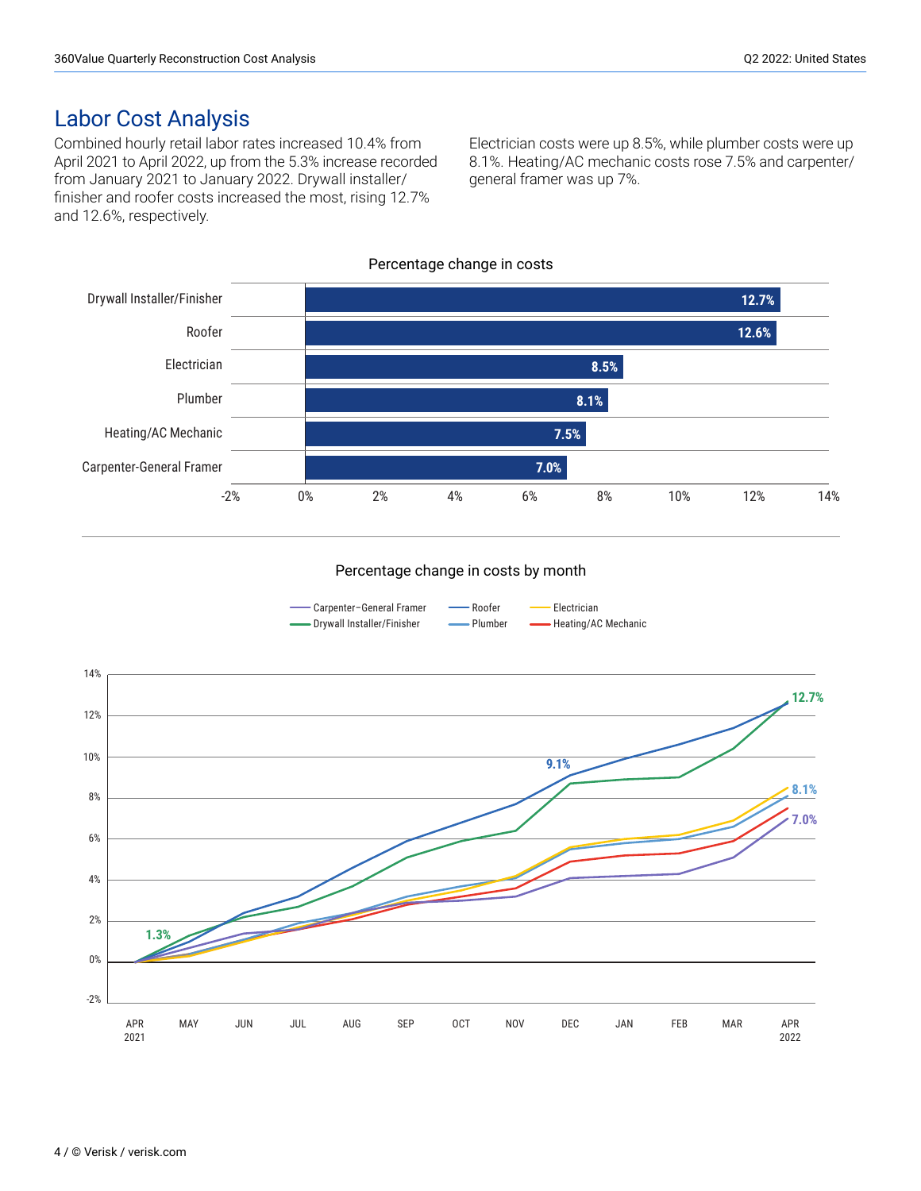## Labor Cost Analysis

Combined hourly retail labor rates increased 10.4% from April 2021 to April 2022, up from the 5.3% increase recorded from January 2021 to January 2022. Drywall installer/finisher and roofer costs increased the most, rising 12.7% and 12.6%, respectively.

Electrician costs were up 8.5%, while plumber costs were up 8.1%. Heating/AC mechanic costs rose 7.5% and carpenter/general framer was up 7%.

Percentage change in costs

| Trade | Percentage change |
|---|---|
| Drywall Installer/Finisher | 12.7% |
| Roofer | 12.6% |
| Electrician | 8.5% |
| Plumber | 8.1% |
| Heating/AC Mechanic | 7.5% |
| Carpenter-General Framer | 7.0% |

Percentage change in costs by month

Carpenter–General Framer · Roofer · Electrician · Drywall Installer/Finisher · Plumber · Heating/AC Mechanic

APR 2021 – APR 2022; labeled values: 1.3% (Drywall Installer/Finisher, May), 9.1% (Roofer, Dec), 12.7% (Drywall Installer/Finisher, Apr 2022), 8.1% (Plumber, Apr 2022), 7.0% (Carpenter–General Framer, Apr 2022)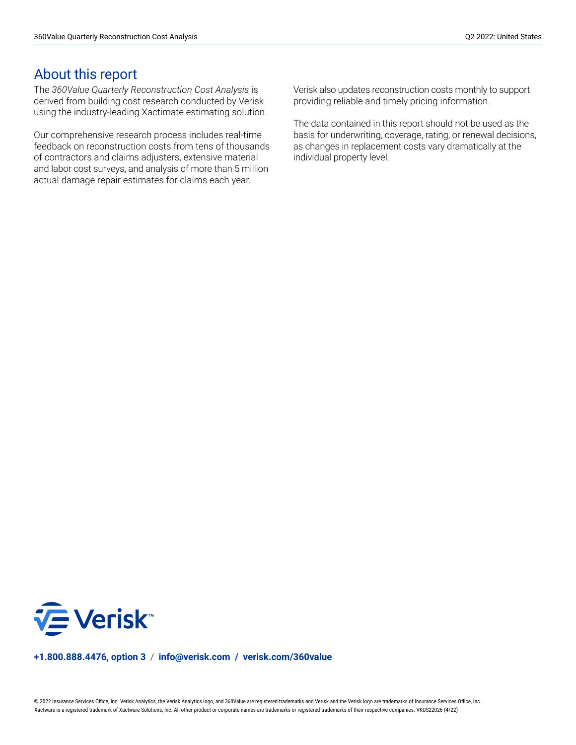## About this report

The *360Value Quarterly Reconstruction Cost Analysis* is derived from building cost research conducted by Verisk using the industry-leading Xactimate estimating solution.

Our comprehensive research process includes real-time feedback on reconstruction costs from tens of thousands of contractors and claims adjusters, extensive material and labor cost surveys, and analysis of more than 5 million actual damage repair estimates for claims each year.

Verisk also updates reconstruction costs monthly to support providing reliable and timely pricing information.

The data contained in this report should not be used as the basis for underwriting, coverage, rating, or renewal decisions, as changes in replacement costs vary dramatically at the individual property level.

**+1.800.888.4476, option 3** / **info@verisk.com** / **verisk.com/360value**

© 2022 Insurance Services Office, Inc. Verisk Analytics, the Verisk Analytics logo, and 360Value are registered trademarks and Verisk and the Verisk logo are trademarks of Insurance Services Office, Inc. Xactware is a registered trademark of Xactware Solutions, Inc. All other product or corporate names are trademarks or registered trademarks of their respective companies. VKUS22026 (4/22)